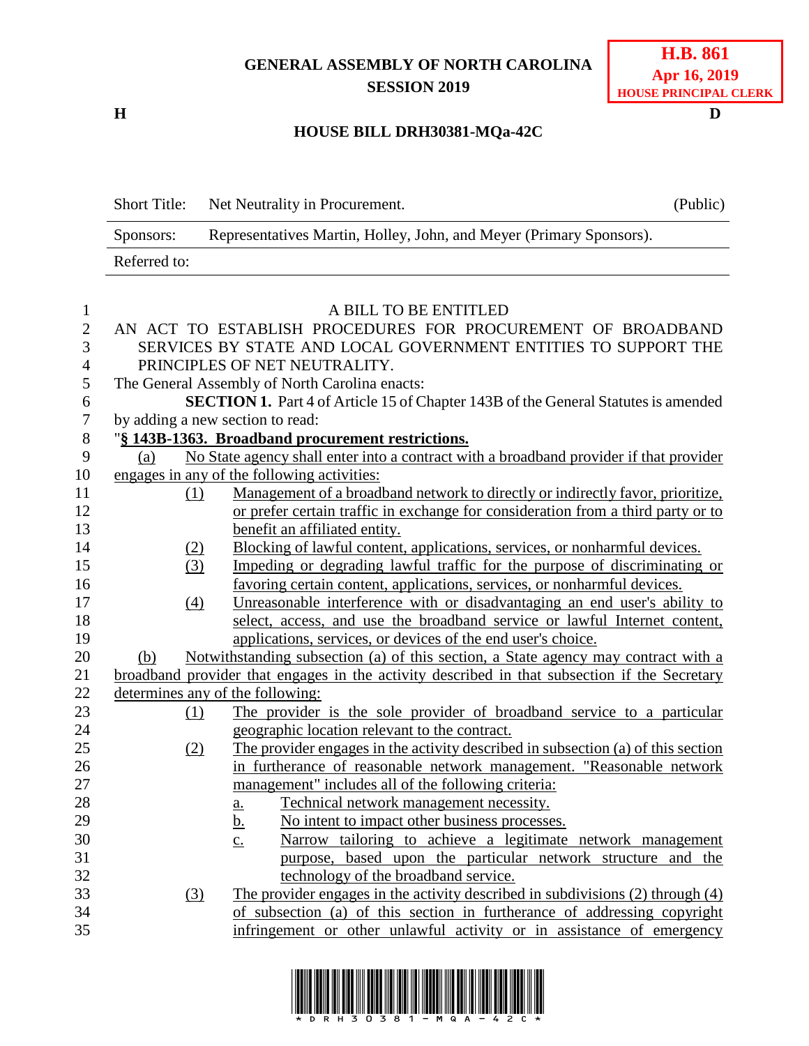**GENERAL ASSEMBLY OF NORTH CAROLINA**
**SESSION 2019**

**H.B. 861**
**Apr 16, 2019**
**HOUSE PRINCIPAL CLERK**

**H** **D**

**HOUSE BILL DRH30381-MQa-42C**

| | | |
|---|---|---|
| Short Title: | Net Neutrality in Procurement. | (Public) |
| Sponsors: | Representatives Martin, Holley, John, and Meyer (Primary Sponsors). | |
| Referred to: | | |

A BILL TO BE ENTITLED

AN ACT TO ESTABLISH PROCEDURES FOR PROCUREMENT OF BROADBAND SERVICES BY STATE AND LOCAL GOVERNMENT ENTITIES TO SUPPORT THE PRINCIPLES OF NET NEUTRALITY.

The General Assembly of North Carolina enacts:

**SECTION 1.** Part 4 of Article 15 of Chapter 143B of the General Statutes is amended by adding a new section to read:

"**§ 143B-1363. Broadband procurement restrictions.**

(a) No State agency shall enter into a contract with a broadband provider if that provider engages in any of the following activities:

(1) Management of a broadband network to directly or indirectly favor, prioritize, or prefer certain traffic in exchange for consideration from a third party or to benefit an affiliated entity.

(2) Blocking of lawful content, applications, services, or nonharmful devices.

(3) Impeding or degrading lawful traffic for the purpose of discriminating or favoring certain content, applications, services, or nonharmful devices.

(4) Unreasonable interference with or disadvantaging an end user's ability to select, access, and use the broadband service or lawful Internet content, applications, services, or devices of the end user's choice.

(b) Notwithstanding subsection (a) of this section, a State agency may contract with a broadband provider that engages in the activity described in that subsection if the Secretary determines any of the following:

(1) The provider is the sole provider of broadband service to a particular geographic location relevant to the contract.

(2) The provider engages in the activity described in subsection (a) of this section in furtherance of reasonable network management. "Reasonable network management" includes all of the following criteria:

a. Technical network management necessity.

b. No intent to impact other business processes.

c. Narrow tailoring to achieve a legitimate network management purpose, based upon the particular network structure and the technology of the broadband service.

(3) The provider engages in the activity described in subdivisions (2) through (4) of subsection (a) of this section in furtherance of addressing copyright infringement or other unlawful activity or in assistance of emergency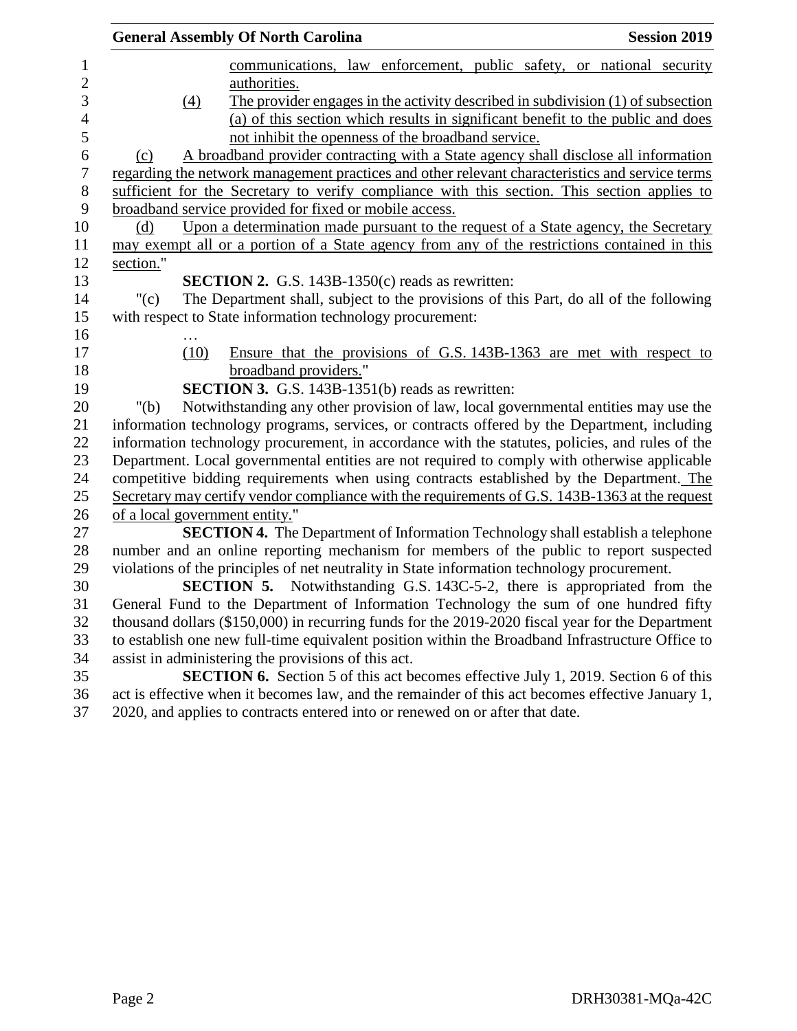communications, law enforcement, public safety, or national security authorities.

(4) The provider engages in the activity described in subdivision (1) of subsection (a) of this section which results in significant benefit to the public and does not inhibit the openness of the broadband service.

(c) A broadband provider contracting with a State agency shall disclose all information regarding the network management practices and other relevant characteristics and service terms sufficient for the Secretary to verify compliance with this section. This section applies to broadband service provided for fixed or mobile access.

(d) Upon a determination made pursuant to the request of a State agency, the Secretary may exempt all or a portion of a State agency from any of the restrictions contained in this section."

**SECTION 2.** G.S. 143B-1350(c) reads as rewritten:

"(c) The Department shall, subject to the provisions of this Part, do all of the following with respect to State information technology procurement:

…

(10) Ensure that the provisions of G.S. 143B-1363 are met with respect to broadband providers."

**SECTION 3.** G.S. 143B-1351(b) reads as rewritten:

"(b) Notwithstanding any other provision of law, local governmental entities may use the information technology programs, services, or contracts offered by the Department, including information technology procurement, in accordance with the statutes, policies, and rules of the Department. Local governmental entities are not required to comply with otherwise applicable competitive bidding requirements when using contracts established by the Department. The Secretary may certify vendor compliance with the requirements of G.S. 143B-1363 at the request of a local government entity."

**SECTION 4.** The Department of Information Technology shall establish a telephone number and an online reporting mechanism for members of the public to report suspected violations of the principles of net neutrality in State information technology procurement.

**SECTION 5.** Notwithstanding G.S. 143C-5-2, there is appropriated from the General Fund to the Department of Information Technology the sum of one hundred fifty thousand dollars ($150,000) in recurring funds for the 2019-2020 fiscal year for the Department to establish one new full-time equivalent position within the Broadband Infrastructure Office to assist in administering the provisions of this act.

**SECTION 6.** Section 5 of this act becomes effective July 1, 2019. Section 6 of this act is effective when it becomes law, and the remainder of this act becomes effective January 1, 2020, and applies to contracts entered into or renewed on or after that date.